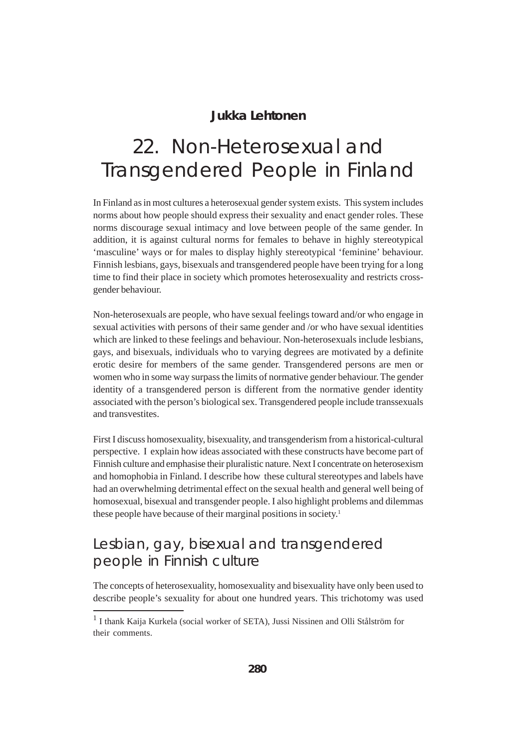**Jukka Lehtonen**

# 22. Non-Heterosexual and Transgendered People in Finland

In Finland as in most cultures a heterosexual gender system exists. This system includes norms about how people should express their sexuality and enact gender roles. These norms discourage sexual intimacy and love between people of the same gender. In addition, it is against cultural norms for females to behave in highly stereotypical 'masculine' ways or for males to display highly stereotypical 'feminine' behaviour. Finnish lesbians, gays, bisexuals and transgendered people have been trying for a long time to find their place in society which promotes heterosexuality and restricts cross-gender behaviour.

Non-heterosexuals are people, who have sexual feelings toward and/or who engage in sexual activities with persons of their same gender and /or who have sexual identities which are linked to these feelings and behaviour. Non-heterosexuals include lesbians, gays, and bisexuals, individuals who to varying degrees are motivated by a definite erotic desire for members of the same gender. Transgendered persons are men or women who in some way surpass the limits of normative gender behaviour. The gender identity of a transgendered person is different from the normative gender identity associated with the person's biological sex. Transgendered people include transsexuals and transvestites.

First I discuss homosexuality, bisexuality, and transgenderism from a historical-cultural perspective. I explain how ideas associated with these constructs have become part of Finnish culture and emphasise their pluralistic nature. Next I concentrate on heterosexism and homophobia in Finland. I describe how these cultural stereotypes and labels have had an overwhelming detrimental effect on the sexual health and general well being of homosexual, bisexual and transgender people. I also highlight problems and dilemmas these people have because of their marginal positions in society.[1]

## Lesbian, gay, bisexual and transgendered people in Finnish culture

The concepts of heterosexuality, homosexuality and bisexuality have only been used to describe people's sexuality for about one hundred years. This trichotomy was used

[1] I thank Kaija Kurkela (social worker of SETA), Jussi Nissinen and Olli Stålström for their comments.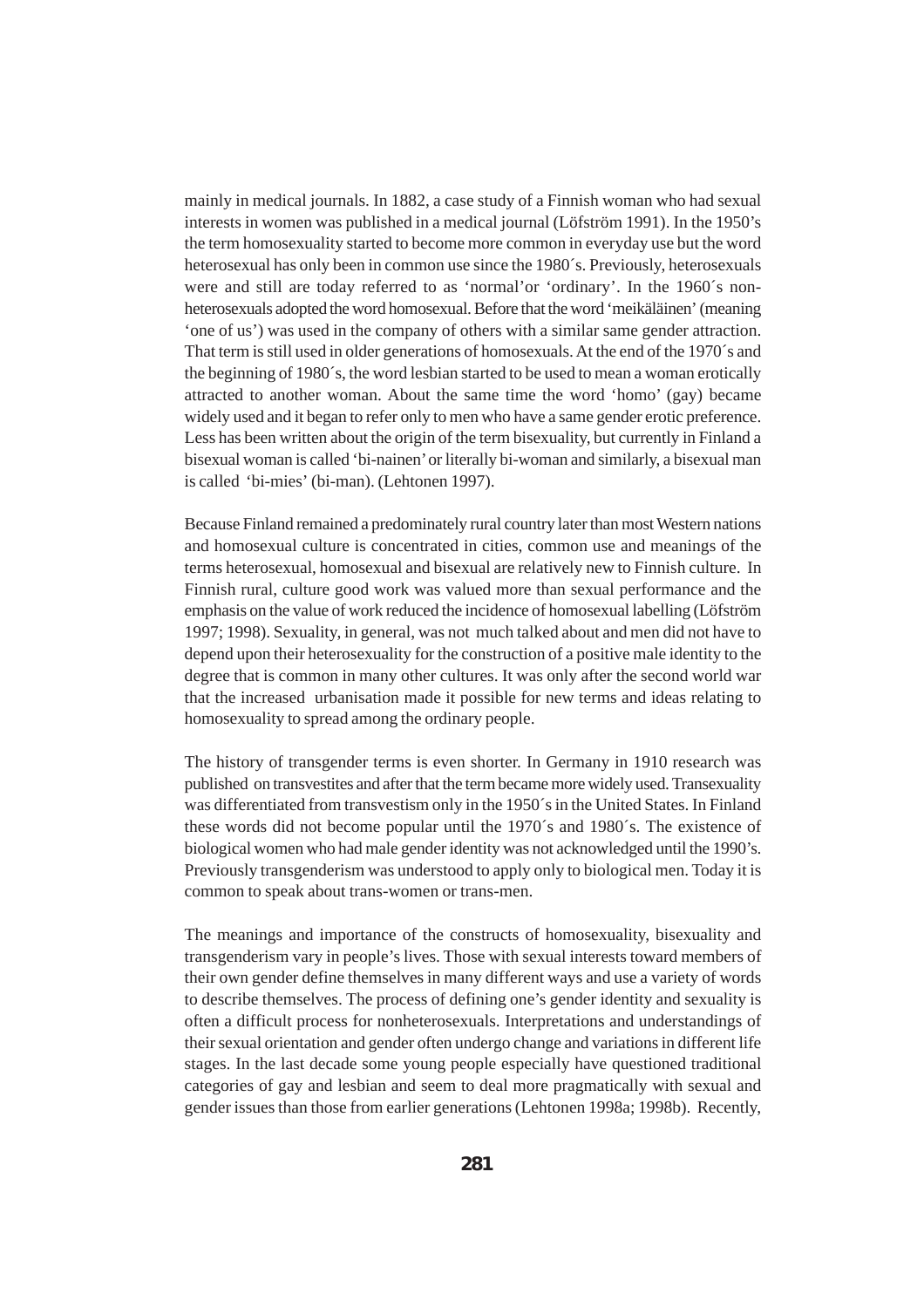mainly in medical journals. In 1882, a case study of a Finnish woman who had sexual interests in women was published in a medical journal (Löfström 1991). In the 1950's the term homosexuality started to become more common in everyday use but the word heterosexual has only been in common use since the 1980´s. Previously, heterosexuals were and still are today referred to as 'normal'or 'ordinary'. In the 1960´s nonheterosexuals adopted the word homosexual. Before that the word 'meikäläinen' (meaning 'one of us') was used in the company of others with a similar same gender attraction. That term is still used in older generations of homosexuals. At the end of the 1970´s and the beginning of 1980´s, the word lesbian started to be used to mean a woman erotically attracted to another woman. About the same time the word 'homo' (gay) became widely used and it began to refer only to men who have a same gender erotic preference. Less has been written about the origin of the term bisexuality, but currently in Finland a bisexual woman is called 'bi-nainen' or literally bi-woman and similarly, a bisexual man is called 'bi-mies' (bi-man). (Lehtonen 1997).

Because Finland remained a predominately rural country later than most Western nations and homosexual culture is concentrated in cities, common use and meanings of the terms heterosexual, homosexual and bisexual are relatively new to Finnish culture. In Finnish rural, culture good work was valued more than sexual performance and the emphasis on the value of work reduced the incidence of homosexual labelling (Löfström 1997; 1998). Sexuality, in general, was not much talked about and men did not have to depend upon their heterosexuality for the construction of a positive male identity to the degree that is common in many other cultures. It was only after the second world war that the increased urbanisation made it possible for new terms and ideas relating to homosexuality to spread among the ordinary people.

The history of transgender terms is even shorter. In Germany in 1910 research was published on transvestites and after that the term became more widely used. Transexuality was differentiated from transvestism only in the 1950´s in the United States. In Finland these words did not become popular until the 1970´s and 1980´s. The existence of biological women who had male gender identity was not acknowledged until the 1990's. Previously transgenderism was understood to apply only to biological men. Today it is common to speak about trans-women or trans-men.

The meanings and importance of the constructs of homosexuality, bisexuality and transgenderism vary in people's lives. Those with sexual interests toward members of their own gender define themselves in many different ways and use a variety of words to describe themselves. The process of defining one's gender identity and sexuality is often a difficult process for nonheterosexuals. Interpretations and understandings of their sexual orientation and gender often undergo change and variations in different life stages. In the last decade some young people especially have questioned traditional categories of gay and lesbian and seem to deal more pragmatically with sexual and gender issues than those from earlier generations (Lehtonen 1998a; 1998b). Recently,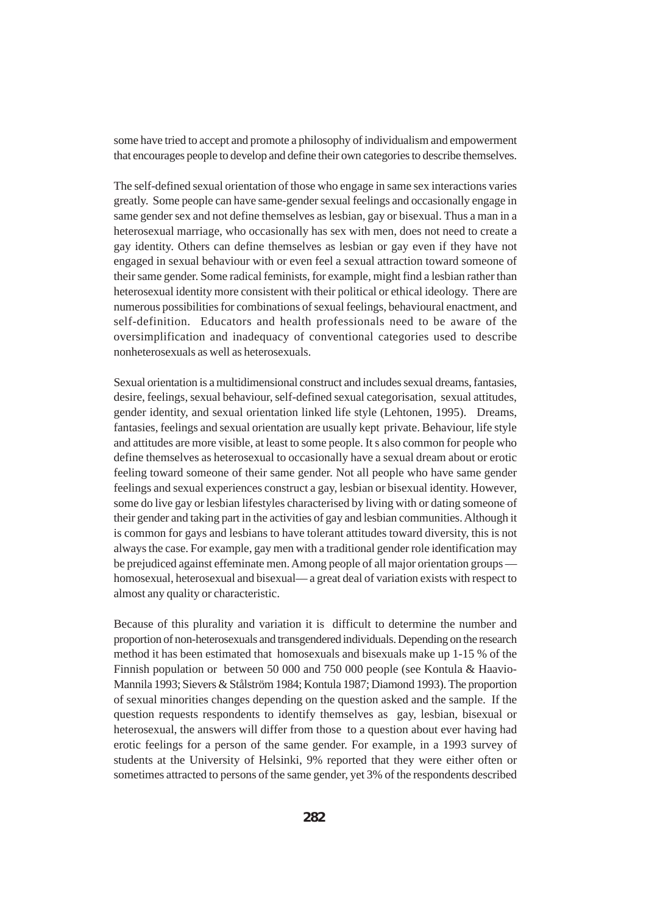some have tried to accept and promote a philosophy of individualism and empowerment that encourages people to develop and define their own categories to describe themselves.

The self-defined sexual orientation of those who engage in same sex interactions varies greatly. Some people can have same-gender sexual feelings and occasionally engage in same gender sex and not define themselves as lesbian, gay or bisexual. Thus a man in a heterosexual marriage, who occasionally has sex with men, does not need to create a gay identity. Others can define themselves as lesbian or gay even if they have not engaged in sexual behaviour with or even feel a sexual attraction toward someone of their same gender. Some radical feminists, for example, might find a lesbian rather than heterosexual identity more consistent with their political or ethical ideology. There are numerous possibilities for combinations of sexual feelings, behavioural enactment, and self-definition. Educators and health professionals need to be aware of the oversimplification and inadequacy of conventional categories used to describe nonheterosexuals as well as heterosexuals.

Sexual orientation is a multidimensional construct and includes sexual dreams, fantasies, desire, feelings, sexual behaviour, self-defined sexual categorisation, sexual attitudes, gender identity, and sexual orientation linked life style (Lehtonen, 1995). Dreams, fantasies, feelings and sexual orientation are usually kept private. Behaviour, life style and attitudes are more visible, at least to some people. It s also common for people who define themselves as heterosexual to occasionally have a sexual dream about or erotic feeling toward someone of their same gender. Not all people who have same gender feelings and sexual experiences construct a gay, lesbian or bisexual identity. However, some do live gay or lesbian lifestyles characterised by living with or dating someone of their gender and taking part in the activities of gay and lesbian communities. Although it is common for gays and lesbians to have tolerant attitudes toward diversity, this is not always the case. For example, gay men with a traditional gender role identification may be prejudiced against effeminate men. Among people of all major orientation groups — homosexual, heterosexual and bisexual— a great deal of variation exists with respect to almost any quality or characteristic.

Because of this plurality and variation it is difficult to determine the number and proportion of non-heterosexuals and transgendered individuals. Depending on the research method it has been estimated that homosexuals and bisexuals make up 1-15 % of the Finnish population or between 50 000 and 750 000 people (see Kontula & Haavio-Mannila 1993; Sievers & Stålström 1984; Kontula 1987; Diamond 1993). The proportion of sexual minorities changes depending on the question asked and the sample. If the question requests respondents to identify themselves as gay, lesbian, bisexual or heterosexual, the answers will differ from those to a question about ever having had erotic feelings for a person of the same gender. For example, in a 1993 survey of students at the University of Helsinki, 9% reported that they were either often or sometimes attracted to persons of the same gender, yet 3% of the respondents described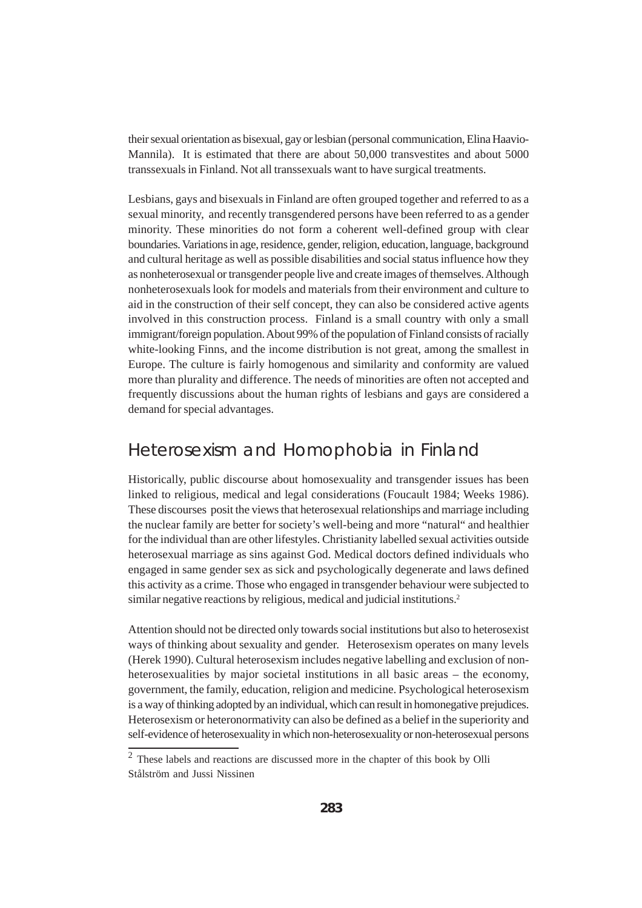their sexual orientation as bisexual, gay or lesbian (personal communication, Elina Haavio-Mannila). It is estimated that there are about 50,000 transvestites and about 5000 transsexuals in Finland. Not all transsexuals want to have surgical treatments.

Lesbians, gays and bisexuals in Finland are often grouped together and referred to as a sexual minority, and recently transgendered persons have been referred to as a gender minority. These minorities do not form a coherent well-defined group with clear boundaries. Variations in age, residence, gender, religion, education, language, background and cultural heritage as well as possible disabilities and social status influence how they as nonheterosexual or transgender people live and create images of themselves. Although nonheterosexuals look for models and materials from their environment and culture to aid in the construction of their self concept, they can also be considered active agents involved in this construction process. Finland is a small country with only a small immigrant/foreign population. About 99% of the population of Finland consists of racially white-looking Finns, and the income distribution is not great, among the smallest in Europe. The culture is fairly homogenous and similarity and conformity are valued more than plurality and difference. The needs of minorities are often not accepted and frequently discussions about the human rights of lesbians and gays are considered a demand for special advantages.

## Heterosexism and Homophobia in Finland

Historically, public discourse about homosexuality and transgender issues has been linked to religious, medical and legal considerations (Foucault 1984; Weeks 1986). These discourses posit the views that heterosexual relationships and marriage including the nuclear family are better for society's well-being and more "natural" and healthier for the individual than are other lifestyles. Christianity labelled sexual activities outside heterosexual marriage as sins against God. Medical doctors defined individuals who engaged in same gender sex as sick and psychologically degenerate and laws defined this activity as a crime. Those who engaged in transgender behaviour were subjected to similar negative reactions by religious, medical and judicial institutions.[2]

Attention should not be directed only towards social institutions but also to heterosexist ways of thinking about sexuality and gender. Heterosexism operates on many levels (Herek 1990). Cultural heterosexism includes negative labelling and exclusion of non-heterosexualities by major societal institutions in all basic areas – the economy, government, the family, education, religion and medicine. Psychological heterosexism is a way of thinking adopted by an individual, which can result in homonegative prejudices. Heterosexism or heteronormativity can also be defined as a belief in the superiority and self-evidence of heterosexuality in which non-heterosexuality or non-heterosexual persons

[2] These labels and reactions are discussed more in the chapter of this book by Olli Stålström and Jussi Nissinen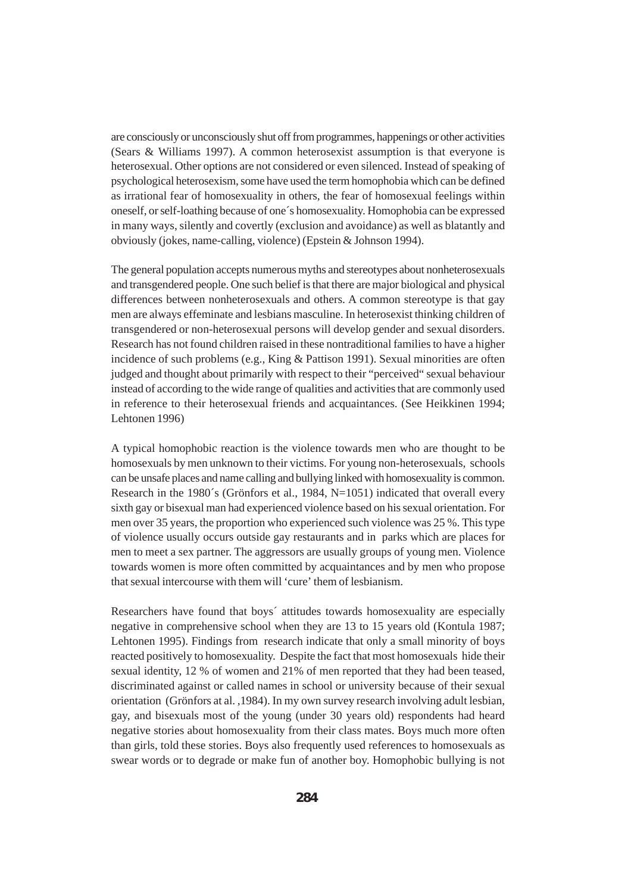are consciously or unconsciously shut off from programmes, happenings or other activities (Sears & Williams 1997). A common heterosexist assumption is that everyone is heterosexual. Other options are not considered or even silenced. Instead of speaking of psychological heterosexism, some have used the term homophobia which can be defined as irrational fear of homosexuality in others, the fear of homosexual feelings within oneself, or self-loathing because of one´s homosexuality. Homophobia can be expressed in many ways, silently and covertly (exclusion and avoidance) as well as blatantly and obviously (jokes, name-calling, violence) (Epstein & Johnson 1994).

The general population accepts numerous myths and stereotypes about nonheterosexuals and transgendered people. One such belief is that there are major biological and physical differences between nonheterosexuals and others. A common stereotype is that gay men are always effeminate and lesbians masculine. In heterosexist thinking children of transgendered or non-heterosexual persons will develop gender and sexual disorders. Research has not found children raised in these nontraditional families to have a higher incidence of such problems (e.g., King & Pattison 1991). Sexual minorities are often judged and thought about primarily with respect to their "perceived" sexual behaviour instead of according to the wide range of qualities and activities that are commonly used in reference to their heterosexual friends and acquaintances. (See Heikkinen 1994; Lehtonen 1996)

A typical homophobic reaction is the violence towards men who are thought to be homosexuals by men unknown to their victims. For young non-heterosexuals, schools can be unsafe places and name calling and bullying linked with homosexuality is common. Research in the 1980´s (Grönfors et al., 1984, N=1051) indicated that overall every sixth gay or bisexual man had experienced violence based on his sexual orientation. For men over 35 years, the proportion who experienced such violence was 25 %. This type of violence usually occurs outside gay restaurants and in parks which are places for men to meet a sex partner. The aggressors are usually groups of young men. Violence towards women is more often committed by acquaintances and by men who propose that sexual intercourse with them will 'cure' them of lesbianism.

Researchers have found that boys´ attitudes towards homosexuality are especially negative in comprehensive school when they are 13 to 15 years old (Kontula 1987; Lehtonen 1995). Findings from research indicate that only a small minority of boys reacted positively to homosexuality. Despite the fact that most homosexuals hide their sexual identity, 12 % of women and 21% of men reported that they had been teased, discriminated against or called names in school or university because of their sexual orientation (Grönfors at al. ,1984). In my own survey research involving adult lesbian, gay, and bisexuals most of the young (under 30 years old) respondents had heard negative stories about homosexuality from their class mates. Boys much more often than girls, told these stories. Boys also frequently used references to homosexuals as swear words or to degrade or make fun of another boy. Homophobic bullying is not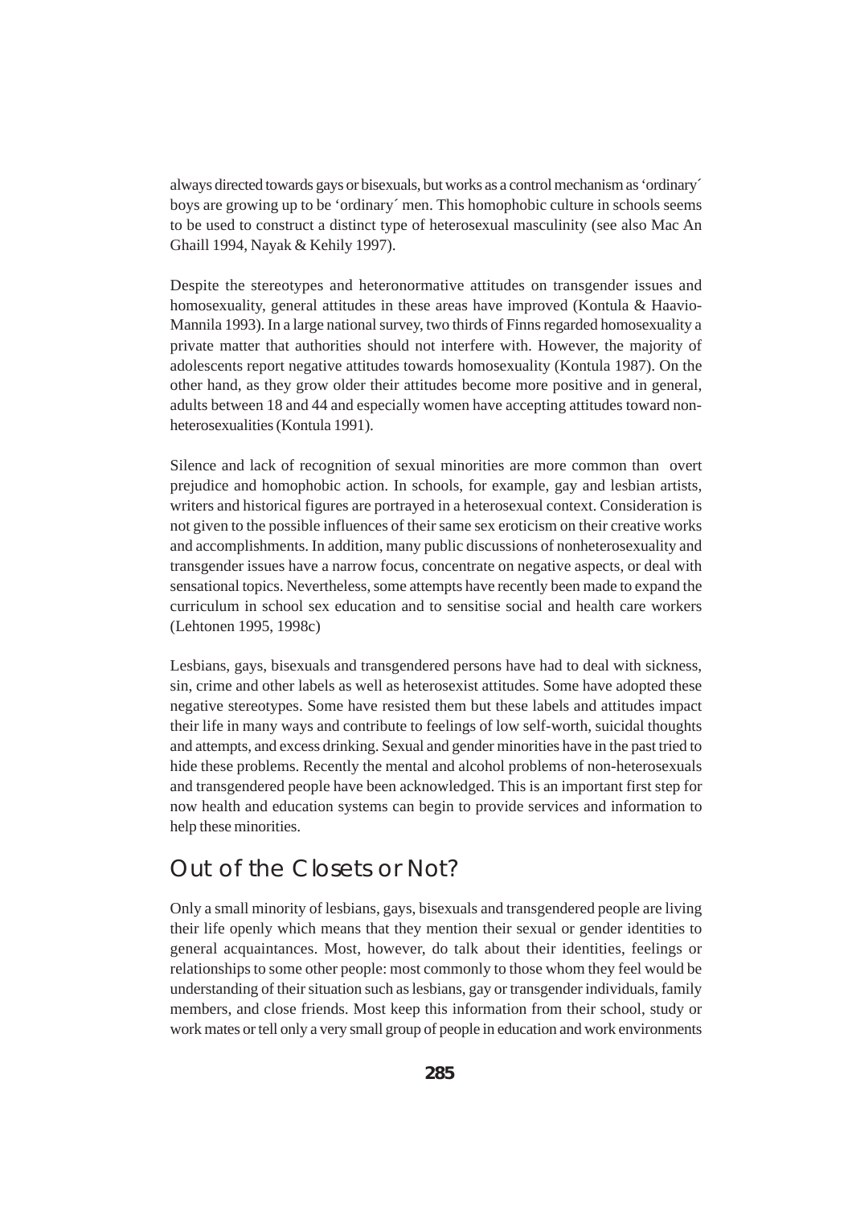always directed towards gays or bisexuals, but works as a control mechanism as 'ordinary´ boys are growing up to be 'ordinary´ men. This homophobic culture in schools seems to be used to construct a distinct type of heterosexual masculinity (see also Mac An Ghaill 1994, Nayak & Kehily 1997).

Despite the stereotypes and heteronormative attitudes on transgender issues and homosexuality, general attitudes in these areas have improved (Kontula & Haavio-Mannila 1993). In a large national survey, two thirds of Finns regarded homosexuality a private matter that authorities should not interfere with. However, the majority of adolescents report negative attitudes towards homosexuality (Kontula 1987). On the other hand, as they grow older their attitudes become more positive and in general, adults between 18 and 44 and especially women have accepting attitudes toward non-heterosexualities (Kontula 1991).

Silence and lack of recognition of sexual minorities are more common than overt prejudice and homophobic action. In schools, for example, gay and lesbian artists, writers and historical figures are portrayed in a heterosexual context. Consideration is not given to the possible influences of their same sex eroticism on their creative works and accomplishments. In addition, many public discussions of nonheterosexuality and transgender issues have a narrow focus, concentrate on negative aspects, or deal with sensational topics. Nevertheless, some attempts have recently been made to expand the curriculum in school sex education and to sensitise social and health care workers (Lehtonen 1995, 1998c)

Lesbians, gays, bisexuals and transgendered persons have had to deal with sickness, sin, crime and other labels as well as heterosexist attitudes. Some have adopted these negative stereotypes. Some have resisted them but these labels and attitudes impact their life in many ways and contribute to feelings of low self-worth, suicidal thoughts and attempts, and excess drinking. Sexual and gender minorities have in the past tried to hide these problems. Recently the mental and alcohol problems of non-heterosexuals and transgendered people have been acknowledged. This is an important first step for now health and education systems can begin to provide services and information to help these minorities.

## Out of the Closets or Not?

Only a small minority of lesbians, gays, bisexuals and transgendered people are living their life openly which means that they mention their sexual or gender identities to general acquaintances. Most, however, do talk about their identities, feelings or relationships to some other people: most commonly to those whom they feel would be understanding of their situation such as lesbians, gay or transgender individuals, family members, and close friends. Most keep this information from their school, study or work mates or tell only a very small group of people in education and work environments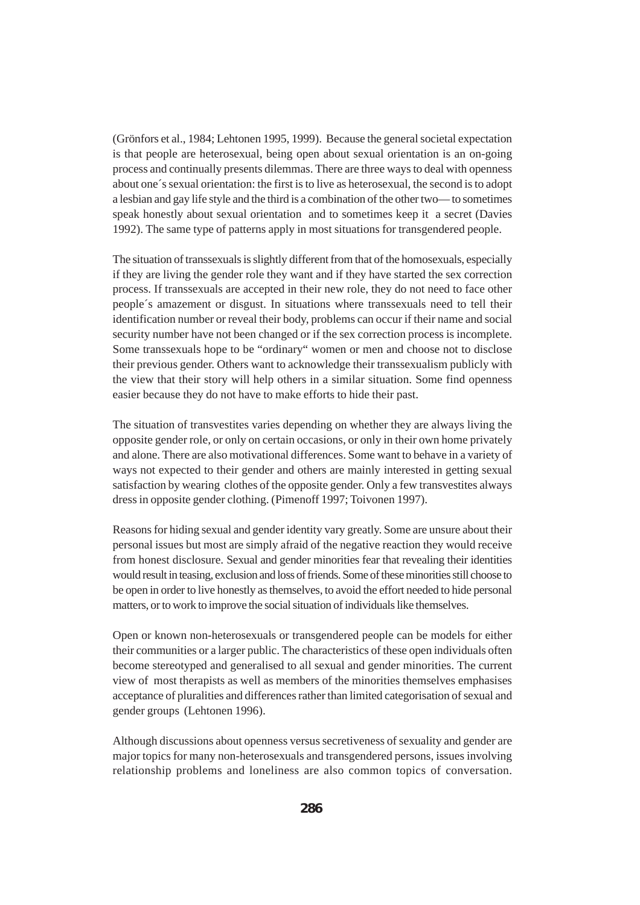(Grönfors et al., 1984; Lehtonen 1995, 1999). Because the general societal expectation is that people are heterosexual, being open about sexual orientation is an on-going process and continually presents dilemmas. There are three ways to deal with openness about one´s sexual orientation: the first is to live as heterosexual, the second is to adopt a lesbian and gay life style and the third is a combination of the other two— to sometimes speak honestly about sexual orientation and to sometimes keep it a secret (Davies 1992). The same type of patterns apply in most situations for transgendered people.

The situation of transsexuals is slightly different from that of the homosexuals, especially if they are living the gender role they want and if they have started the sex correction process. If transsexuals are accepted in their new role, they do not need to face other people´s amazement or disgust. In situations where transsexuals need to tell their identification number or reveal their body, problems can occur if their name and social security number have not been changed or if the sex correction process is incomplete. Some transsexuals hope to be "ordinary" women or men and choose not to disclose their previous gender. Others want to acknowledge their transsexualism publicly with the view that their story will help others in a similar situation. Some find openness easier because they do not have to make efforts to hide their past.

The situation of transvestites varies depending on whether they are always living the opposite gender role, or only on certain occasions, or only in their own home privately and alone. There are also motivational differences. Some want to behave in a variety of ways not expected to their gender and others are mainly interested in getting sexual satisfaction by wearing clothes of the opposite gender. Only a few transvestites always dress in opposite gender clothing. (Pimenoff 1997; Toivonen 1997).

Reasons for hiding sexual and gender identity vary greatly. Some are unsure about their personal issues but most are simply afraid of the negative reaction they would receive from honest disclosure. Sexual and gender minorities fear that revealing their identities would result in teasing, exclusion and loss of friends. Some of these minorities still choose to be open in order to live honestly as themselves, to avoid the effort needed to hide personal matters, or to work to improve the social situation of individuals like themselves.

Open or known non-heterosexuals or transgendered people can be models for either their communities or a larger public. The characteristics of these open individuals often become stereotyped and generalised to all sexual and gender minorities. The current view of most therapists as well as members of the minorities themselves emphasises acceptance of pluralities and differences rather than limited categorisation of sexual and gender groups (Lehtonen 1996).

Although discussions about openness versus secretiveness of sexuality and gender are major topics for many non-heterosexuals and transgendered persons, issues involving relationship problems and loneliness are also common topics of conversation.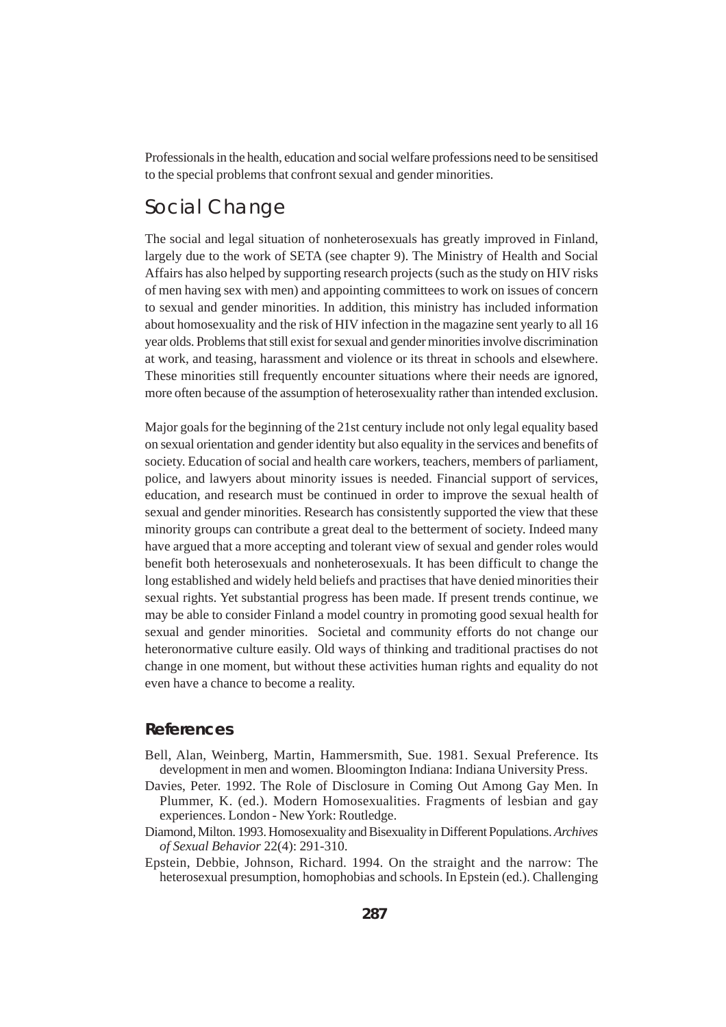Professionals in the health, education and social welfare professions need to be sensitised to the special problems that confront sexual and gender minorities.

## Social Change

The social and legal situation of nonheterosexuals has greatly improved in Finland, largely due to the work of SETA (see chapter 9). The Ministry of Health and Social Affairs has also helped by supporting research projects (such as the study on HIV risks of men having sex with men) and appointing committees to work on issues of concern to sexual and gender minorities. In addition, this ministry has included information about homosexuality and the risk of HIV infection in the magazine sent yearly to all 16 year olds. Problems that still exist for sexual and gender minorities involve discrimination at work, and teasing, harassment and violence or its threat in schools and elsewhere. These minorities still frequently encounter situations where their needs are ignored, more often because of the assumption of heterosexuality rather than intended exclusion.

Major goals for the beginning of the 21st century include not only legal equality based on sexual orientation and gender identity but also equality in the services and benefits of society. Education of social and health care workers, teachers, members of parliament, police, and lawyers about minority issues is needed. Financial support of services, education, and research must be continued in order to improve the sexual health of sexual and gender minorities. Research has consistently supported the view that these minority groups can contribute a great deal to the betterment of society. Indeed many have argued that a more accepting and tolerant view of sexual and gender roles would benefit both heterosexuals and nonheterosexuals. It has been difficult to change the long established and widely held beliefs and practises that have denied minorities their sexual rights. Yet substantial progress has been made. If present trends continue, we may be able to consider Finland a model country in promoting good sexual health for sexual and gender minorities. Societal and community efforts do not change our heteronormative culture easily. Old ways of thinking and traditional practises do not change in one moment, but without these activities human rights and equality do not even have a chance to become a reality.

### References

Bell, Alan, Weinberg, Martin, Hammersmith, Sue. 1981. Sexual Preference. Its development in men and women. Bloomington Indiana: Indiana University Press.

Davies, Peter. 1992. The Role of Disclosure in Coming Out Among Gay Men. In Plummer, K. (ed.). Modern Homosexualities. Fragments of lesbian and gay experiences. London - New York: Routledge.

Diamond, Milton. 1993. Homosexuality and Bisexuality in Different Populations. *Archives of Sexual Behavior* 22(4): 291-310.

Epstein, Debbie, Johnson, Richard. 1994. On the straight and the narrow: The heterosexual presumption, homophobias and schools. In Epstein (ed.). Challenging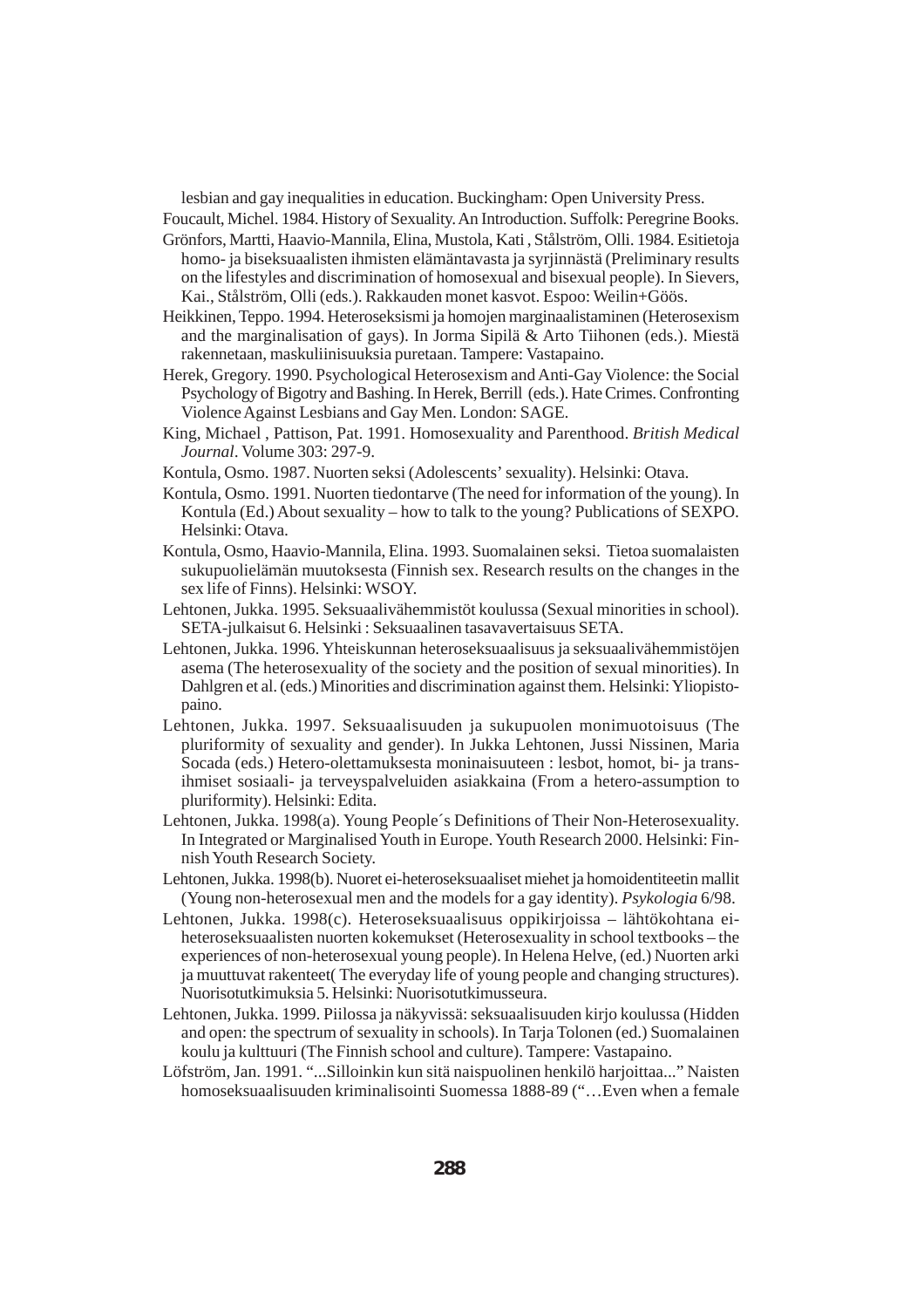lesbian and gay inequalities in education. Buckingham: Open University Press.

Foucault, Michel. 1984. History of Sexuality. An Introduction. Suffolk: Peregrine Books.

Grönfors, Martti, Haavio-Mannila, Elina, Mustola, Kati , Stålström, Olli. 1984. Esitietoja homo- ja biseksuaalisten ihmisten elämäntavasta ja syrjinnästä (Preliminary results on the lifestyles and discrimination of homosexual and bisexual people). In Sievers, Kai., Stålström, Olli (eds.). Rakkauden monet kasvot. Espoo: Weilin+Göös.

Heikkinen, Teppo. 1994. Heteroseksismi ja homojen marginaalistaminen (Heterosexism and the marginalisation of gays). In Jorma Sipilä & Arto Tiihonen (eds.). Miestä rakennetaan, maskuliinisuuksia puretaan. Tampere: Vastapaino.

Herek, Gregory. 1990. Psychological Heterosexism and Anti-Gay Violence: the Social Psychology of Bigotry and Bashing. In Herek, Berrill (eds.). Hate Crimes. Confronting Violence Against Lesbians and Gay Men. London: SAGE.

King, Michael , Pattison, Pat. 1991. Homosexuality and Parenthood. *British Medical Journal*. Volume 303: 297-9.

Kontula, Osmo. 1987. Nuorten seksi (Adolescents' sexuality). Helsinki: Otava.

Kontula, Osmo. 1991. Nuorten tiedontarve (The need for information of the young). In Kontula (Ed.) About sexuality – how to talk to the young? Publications of SEXPO. Helsinki: Otava.

Kontula, Osmo, Haavio-Mannila, Elina. 1993. Suomalainen seksi. Tietoa suomalaisten sukupuolielämän muutoksesta (Finnish sex. Research results on the changes in the sex life of Finns). Helsinki: WSOY.

Lehtonen, Jukka. 1995. Seksuaalivähemmistöt koulussa (Sexual minorities in school). SETA-julkaisut 6. Helsinki : Seksuaalinen tasavavertaisuus SETA.

Lehtonen, Jukka. 1996. Yhteiskunnan heteroseksuaalisuus ja seksuaalivähemmistöjen asema (The heterosexuality of the society and the position of sexual minorities). In Dahlgren et al. (eds.) Minorities and discrimination against them. Helsinki: Yliopistopaino.

Lehtonen, Jukka. 1997. Seksuaalisuuden ja sukupuolen monimuotoisuus (The pluriformity of sexuality and gender). In Jukka Lehtonen, Jussi Nissinen, Maria Socada (eds.) Hetero-olettamuksesta moninaisuuteen : lesbot, homot, bi- ja transihmiset sosiaali- ja terveyspalveluiden asiakkaina (From a hetero-assumption to pluriformity). Helsinki: Edita.

Lehtonen, Jukka. 1998(a). Young People´s Definitions of Their Non-Heterosexuality. In Integrated or Marginalised Youth in Europe. Youth Research 2000. Helsinki: Finnish Youth Research Society.

Lehtonen, Jukka. 1998(b). Nuoret ei-heteroseksuaaliset miehet ja homoidentiteetin mallit (Young non-heterosexual men and the models for a gay identity). *Psykologia* 6/98.

Lehtonen, Jukka. 1998(c). Heteroseksuaalisuus oppikirjoissa – lähtökohtana ei-heteroseksuaalisten nuorten kokemukset (Heterosexuality in school textbooks – the experiences of non-heterosexual young people). In Helena Helve, (ed.) Nuorten arki ja muuttuvat rakenteet( The everyday life of young people and changing structures). Nuorisotutkimuksia 5. Helsinki: Nuorisotutkimusseura.

Lehtonen, Jukka. 1999. Piilossa ja näkyvissä: seksuaalisuuden kirjo koulussa (Hidden and open: the spectrum of sexuality in schools). In Tarja Tolonen (ed.) Suomalainen koulu ja kulttuuri (The Finnish school and culture). Tampere: Vastapaino.

Löfström, Jan. 1991. "...Silloinkin kun sitä naispuolinen henkilö harjoittaa..." Naisten homoseksuaalisuuden kriminalisointi Suomessa 1888-89 ("…Even when a female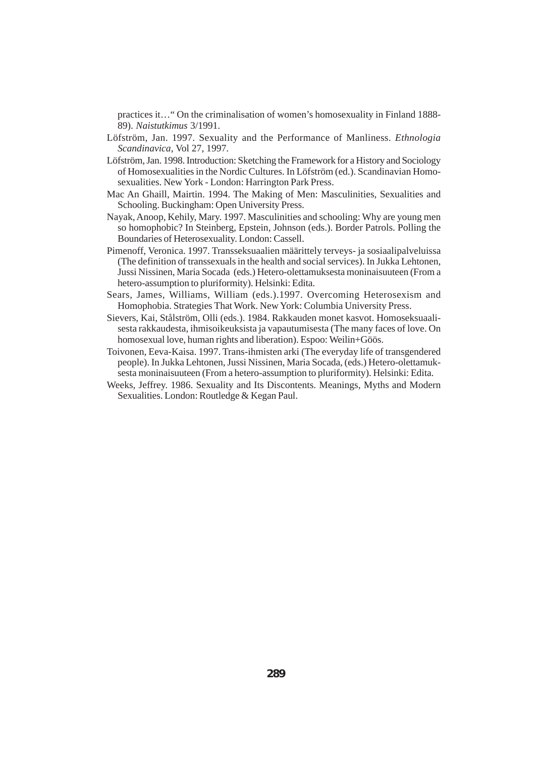practices it…" On the criminalisation of women's homosexuality in Finland 1888-89). *Naistutkimus* 3/1991.

Löfström, Jan. 1997. Sexuality and the Performance of Manliness. *Ethnologia Scandinavica*, Vol 27, 1997.

Löfström, Jan. 1998. Introduction: Sketching the Framework for a History and Sociology of Homosexualities in the Nordic Cultures. In Löfström (ed.). Scandinavian Homosexualities. New York - London: Harrington Park Press.

Mac An Ghaill, Mairtin. 1994. The Making of Men: Masculinities, Sexualities and Schooling. Buckingham: Open University Press.

Nayak, Anoop, Kehily, Mary. 1997. Masculinities and schooling: Why are young men so homophobic? In Steinberg, Epstein, Johnson (eds.). Border Patrols. Polling the Boundaries of Heterosexuality. London: Cassell.

Pimenoff, Veronica. 1997. Transseksuaalien määrittely terveys- ja sosiaalipalveluissa (The definition of transsexuals in the health and social services). In Jukka Lehtonen, Jussi Nissinen, Maria Socada (eds.) Hetero-olettamuksesta moninaisuuteen (From a hetero-assumption to pluriformity). Helsinki: Edita.

Sears, James, Williams, William (eds.).1997. Overcoming Heterosexism and Homophobia. Strategies That Work. New York: Columbia University Press.

Sievers, Kai, Stålström, Olli (eds.). 1984. Rakkauden monet kasvot. Homoseksuaalisesta rakkaudesta, ihmisoikeuksista ja vapautumisesta (The many faces of love. On homosexual love, human rights and liberation). Espoo: Weilin+Göös.

Toivonen, Eeva-Kaisa. 1997. Trans-ihmisten arki (The everyday life of transgendered people). In Jukka Lehtonen, Jussi Nissinen, Maria Socada, (eds.) Hetero-olettamuksesta moninaisuuteen (From a hetero-assumption to pluriformity). Helsinki: Edita.

Weeks, Jeffrey. 1986. Sexuality and Its Discontents. Meanings, Myths and Modern Sexualities. London: Routledge & Kegan Paul.